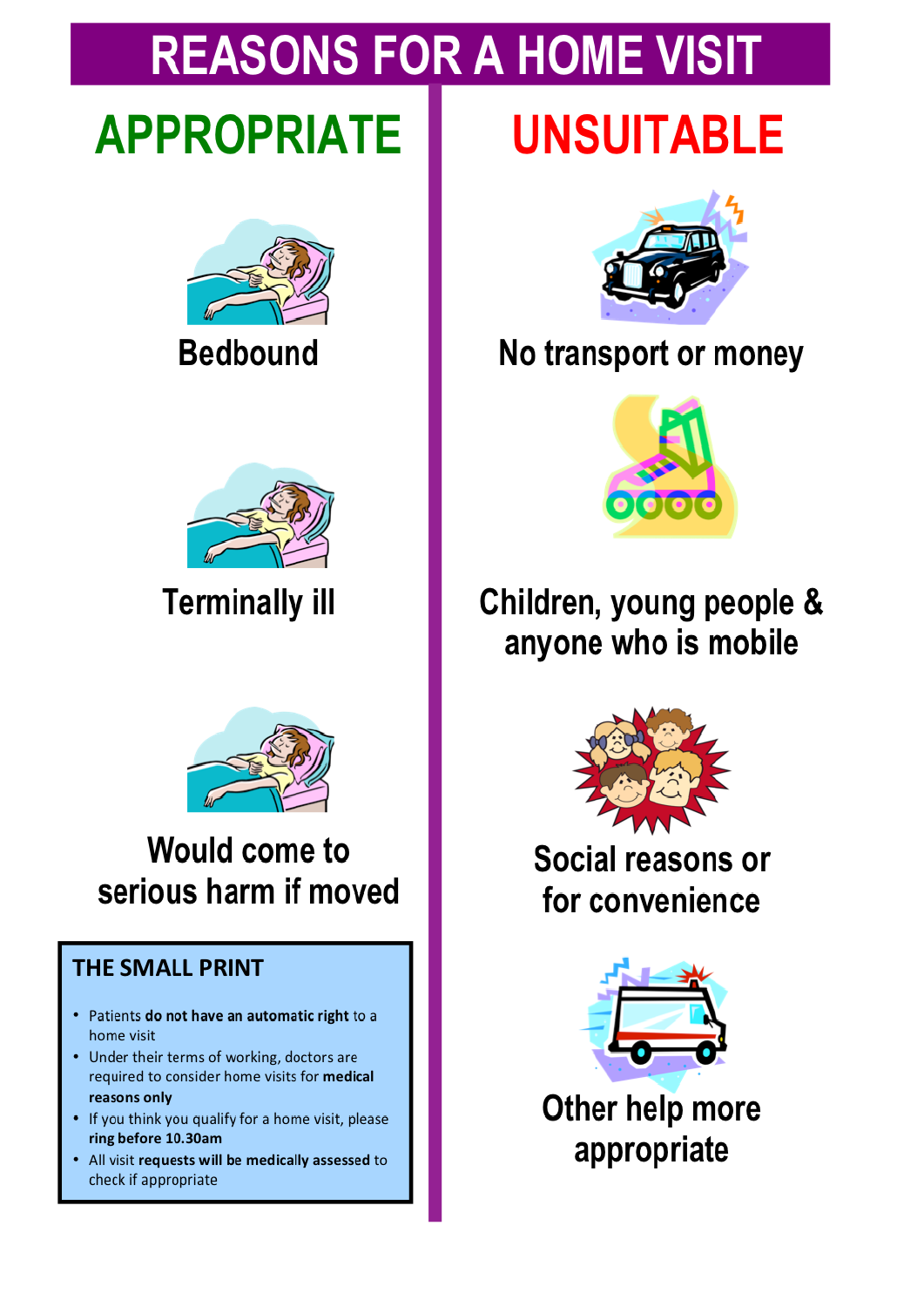# REASONS FOR A HOME VISIT

## APPROPRIATE

Bedbound

Terminally ill

Would come to serious harm if moved

### THE SMALL PRINT

- Patients **do not have an automatic right** to a home visit
- Under their terms of working, doctors are required to consider home visits for **medical reasons only**
- If you think you qualify for a home visit, please **ring before 10.30am**
- All visit **requests will be medically assessed** to check if appropriate

## UNSUITABLE

No transport or money

Children, young people & anyone who is mobile

Social reasons or for convenience

Other help more appropriate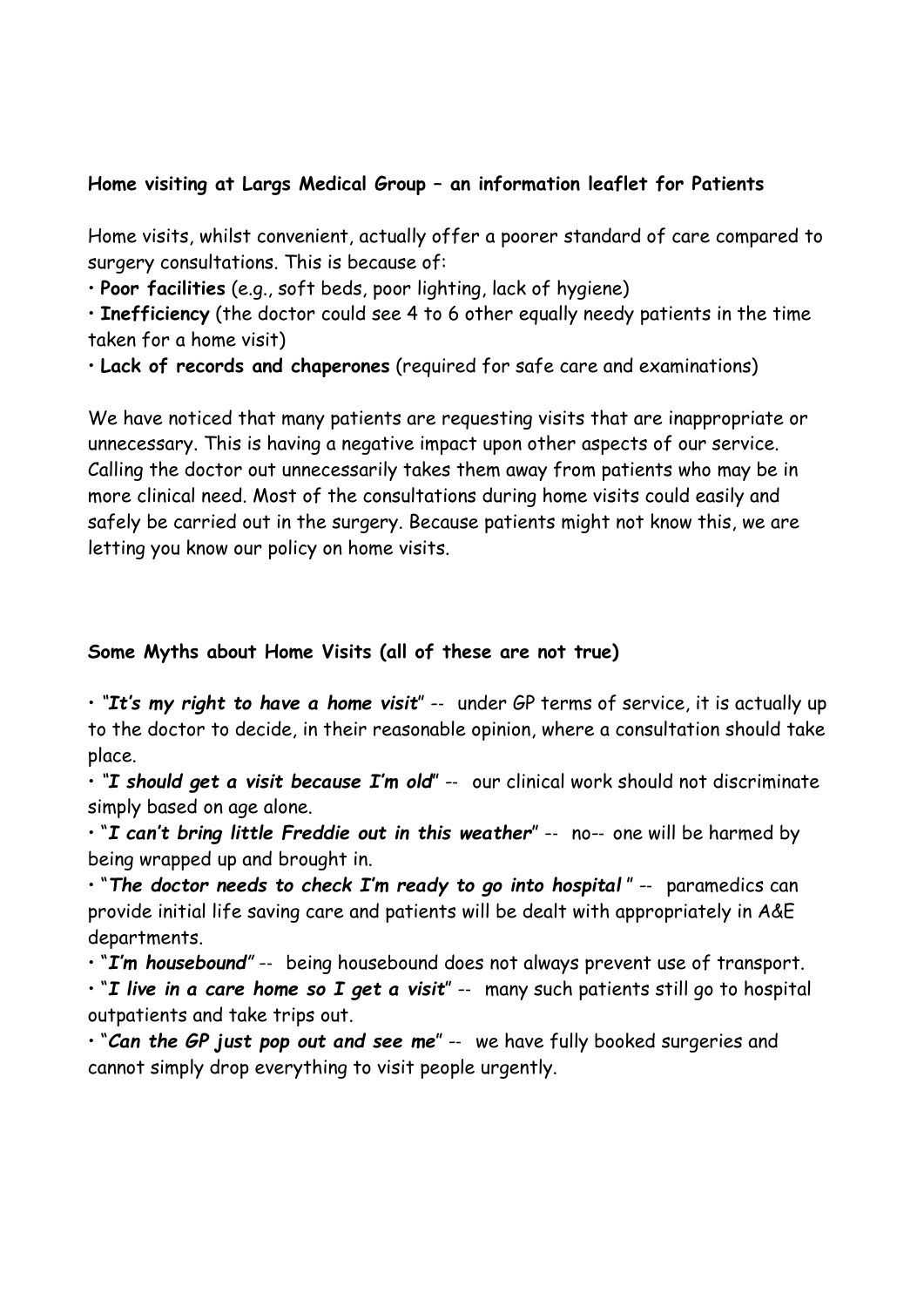**Home visiting at Largs Medical Group – an information leaflet for Patients**

Home visits, whilst convenient, actually offer a poorer standard of care compared to surgery consultations. This is because of:

- **Poor facilities** (e.g., soft beds, poor lighting, lack of hygiene)
- **Inefficiency** (the doctor could see 4 to 6 other equally needy patients in the time taken for a home visit)
- **Lack of records and chaperones** (required for safe care and examinations)

We have noticed that many patients are requesting visits that are inappropriate or unnecessary. This is having a negative impact upon other aspects of our service. Calling the doctor out unnecessarily takes them away from patients who may be in more clinical need. Most of the consultations during home visits could easily and safely be carried out in the surgery. Because patients might not know this, we are letting you know our policy on home visits.

**Some Myths about Home Visits (all of these are not true)**

- "***It's my right to have a home visit***" -- under GP terms of service, it is actually up to the doctor to decide, in their reasonable opinion, where a consultation should take place.
- "***I should get a visit because I'm old***" -- our clinical work should not discriminate simply based on age alone.
- "***I can't bring little Freddie out in this weather***" -- no-- one will be harmed by being wrapped up and brought in.
- "***The doctor needs to check I'm ready to go into hospital*** " -- paramedics can provide initial life saving care and patients will be dealt with appropriately in A&E departments.
- "***I'm housebound***" -- being housebound does not always prevent use of transport.
- "***I live in a care home so I get a visit***" -- many such patients still go to hospital outpatients and take trips out.
- "***Can the GP just pop out and see me***" -- we have fully booked surgeries and cannot simply drop everything to visit people urgently.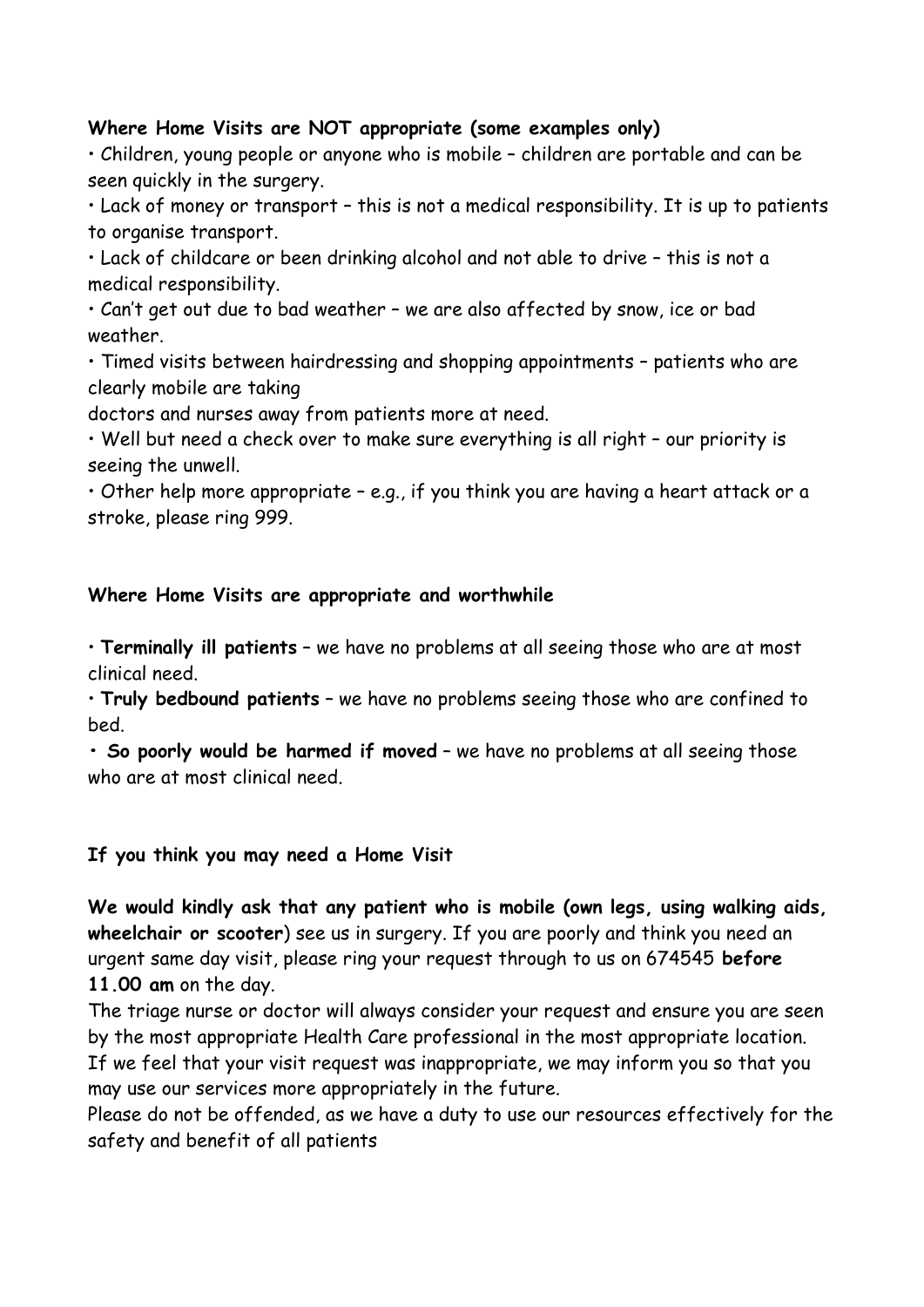**Where Home Visits are NOT appropriate (some examples only)**

- Children, young people or anyone who is mobile – children are portable and can be seen quickly in the surgery.
- Lack of money or transport – this is not a medical responsibility. It is up to patients to organise transport.
- Lack of childcare or been drinking alcohol and not able to drive – this is not a medical responsibility.
- Can't get out due to bad weather – we are also affected by snow, ice or bad weather.
- Timed visits between hairdressing and shopping appointments – patients who are clearly mobile are taking doctors and nurses away from patients more at need.
- Well but need a check over to make sure everything is all right – our priority is seeing the unwell.
- Other help more appropriate – e.g., if you think you are having a heart attack or a stroke, please ring 999.

**Where Home Visits are appropriate and worthwhile**

- **Terminally ill patients** – we have no problems at all seeing those who are at most clinical need.
- **Truly bedbound patients** – we have no problems seeing those who are confined to bed.
- **So poorly would be harmed if moved** – we have no problems at all seeing those who are at most clinical need.

**If you think you may need a Home Visit**

**We would kindly ask that any patient who is mobile (own legs, using walking aids, wheelchair or scooter**) see us in surgery. If you are poorly and think you need an urgent same day visit, please ring your request through to us on 674545 **before 11.00 am** on the day.

The triage nurse or doctor will always consider your request and ensure you are seen by the most appropriate Health Care professional in the most appropriate location.

If we feel that your visit request was inappropriate, we may inform you so that you may use our services more appropriately in the future.

Please do not be offended, as we have a duty to use our resources effectively for the safety and benefit of all patients